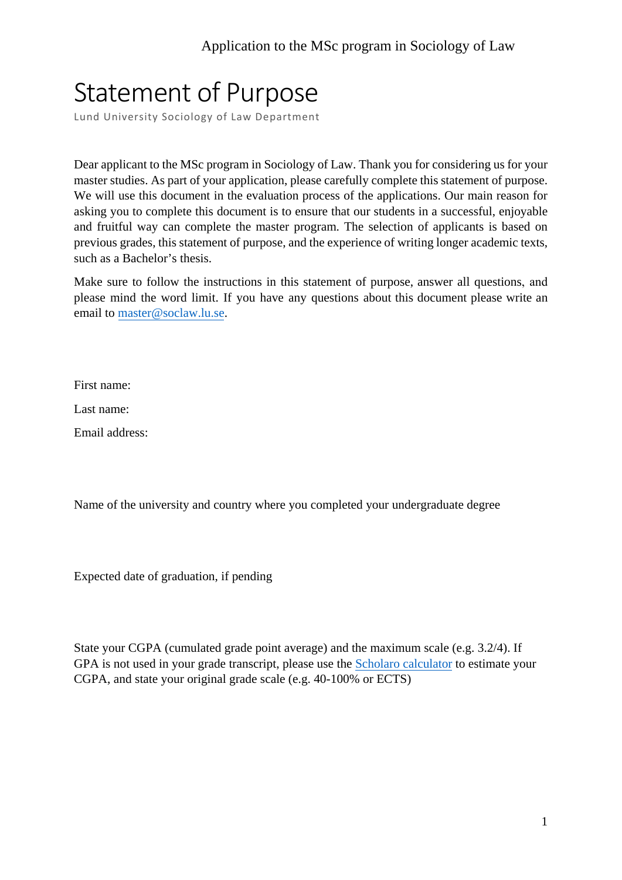Application to the MSc program in Sociology of Law

# Statement of Purpose

Lund University Sociology of Law Department

Dear applicant to the MSc program in Sociology of Law. Thank you for considering us for your master studies. As part of your application, please carefully complete this statement of purpose. We will use this document in the evaluation process of the applications. Our main reason for asking you to complete this document is to ensure that our students in a successful, enjoyable and fruitful way can complete the master program. The selection of applicants is based on previous grades, this statement of purpose, and the experience of writing longer academic texts, such as a Bachelor's thesis.

Make sure to follow the instructions in this statement of purpose, answer all questions, and please mind the word limit. If you have any questions about this document please write an email to [master@soclaw.lu.se](mailto:master@soclaw.lu.se).

First name:

Last name:

Email address:

Name of the university and country where you completed your undergraduate degree

Expected date of graduation, if pending

State your CGPA (cumulated grade point average) and the maximum scale (e.g. 3.2/4). If GPA is not used in your grade transcript, please use the Scholaro calculator to estimate your CGPA, and state your original grade scale (e.g. 40-100% or ECTS)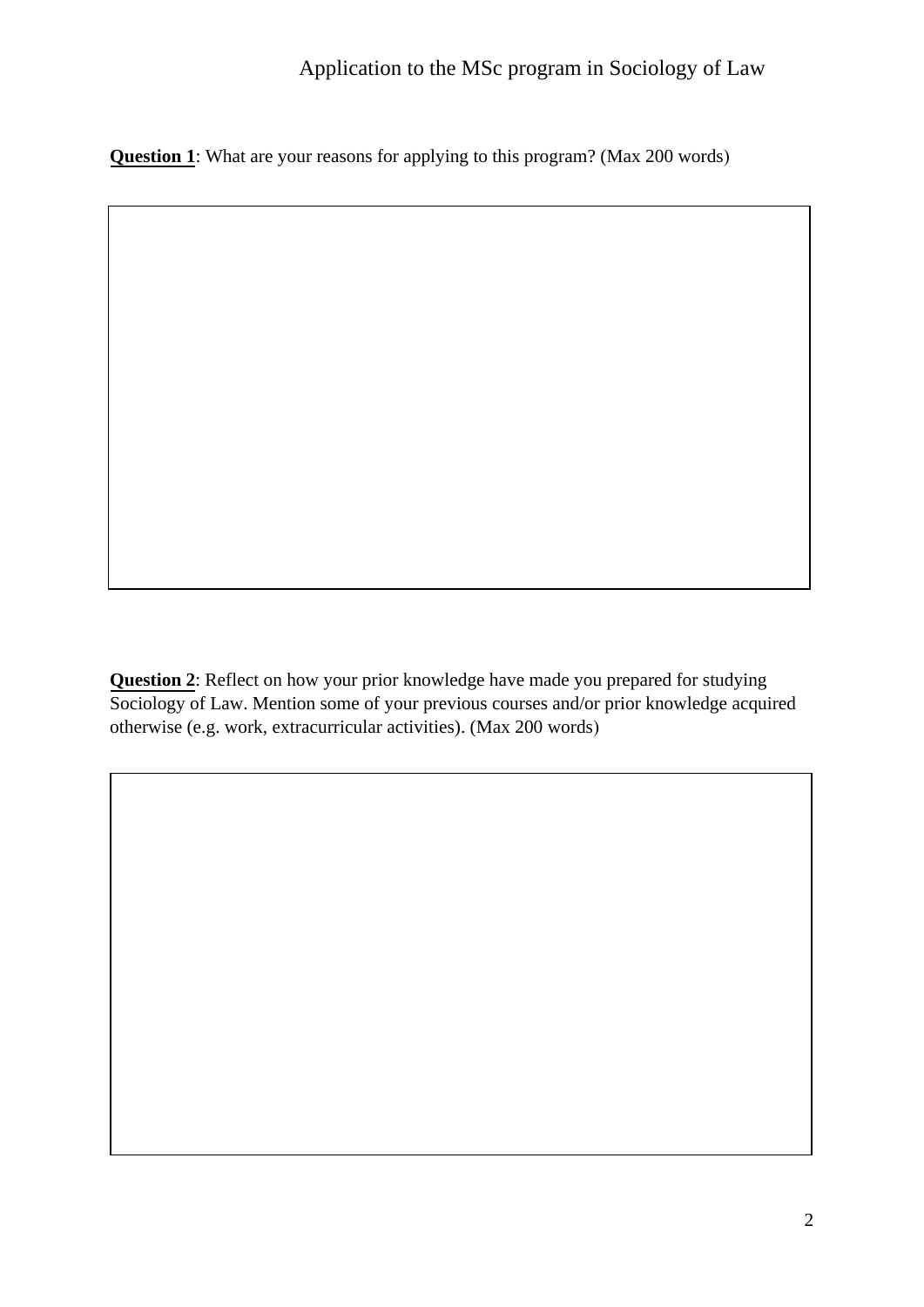Application to the MSc program in Sociology of Law

**Question 1**: What are your reasons for applying to this program? (Max 200 words)

|   |
|---|
|   |

**Question 2**: Reflect on how your prior knowledge have made you prepared for studying Sociology of Law. Mention some of your previous courses and/or prior knowledge acquired otherwise (e.g. work, extracurricular activities). (Max 200 words)

|   |
|---|
|   |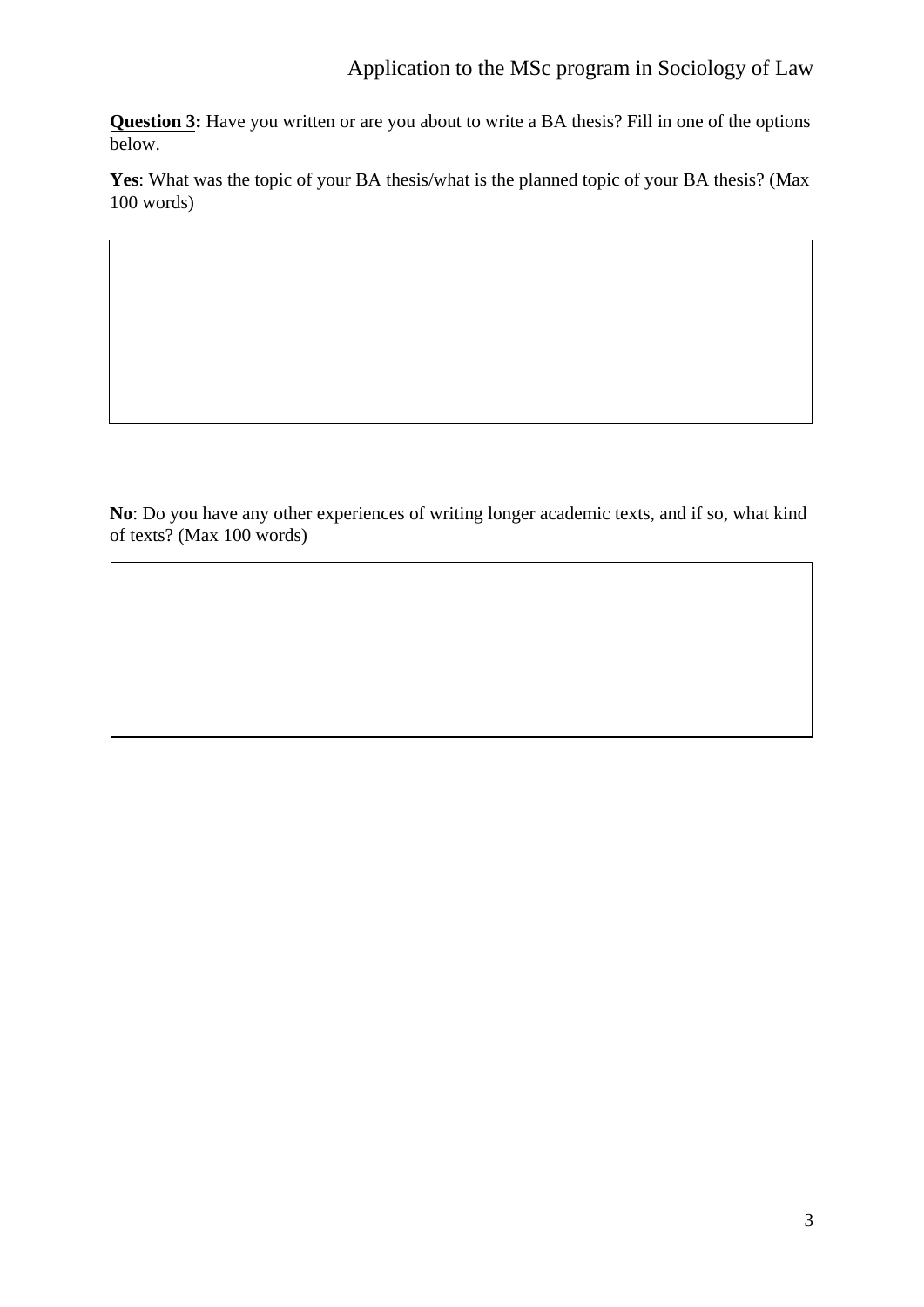**Question 3:** Have you written or are you about to write a BA thesis? Fill in one of the options below.

**Yes**: What was the topic of your BA thesis/what is the planned topic of your BA thesis? (Max 100 words)

**No**: Do you have any other experiences of writing longer academic texts, and if so, what kind of texts? (Max 100 words)